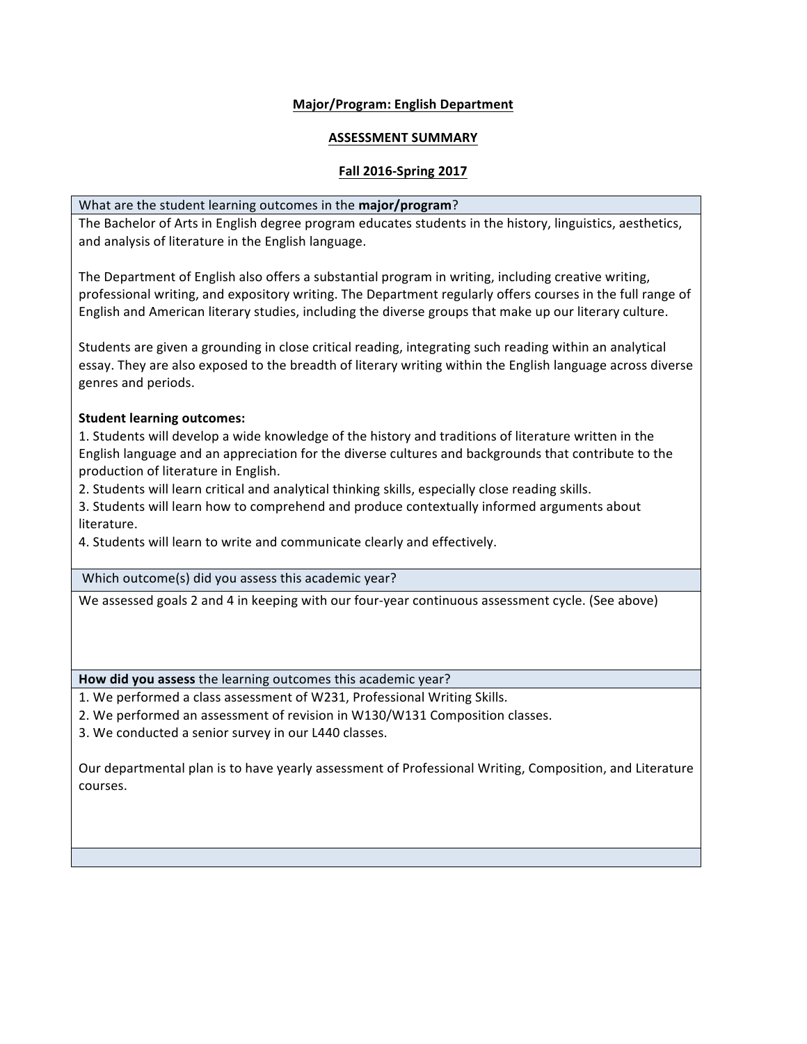**Major/Program: English Department**

**ASSESSMENT SUMMARY**

**Fall 2016-Spring 2017**

| What are the student learning outcomes in the **major/program**? |
| --- |
| The Bachelor of Arts in English degree program educates students in the history, linguistics, aesthetics, and analysis of literature in the English language.<br><br>The Department of English also offers a substantial program in writing, including creative writing, professional writing, and expository writing. The Department regularly offers courses in the full range of English and American literary studies, including the diverse groups that make up our literary culture.<br><br>Students are given a grounding in close critical reading, integrating such reading within an analytical essay. They are also exposed to the breadth of literary writing within the English language across diverse genres and periods.<br><br>**Student learning outcomes:**<br>1. Students will develop a wide knowledge of the history and traditions of literature written in the English language and an appreciation for the diverse cultures and backgrounds that contribute to the production of literature in English.<br>2. Students will learn critical and analytical thinking skills, especially close reading skills.<br>3. Students will learn how to comprehend and produce contextually informed arguments about literature.<br>4. Students will learn to write and communicate clearly and effectively. |
| Which outcome(s) did you assess this academic year? |
| We assessed goals 2 and 4 in keeping with our four-year continuous assessment cycle. (See above) |
| **How did you assess** the learning outcomes this academic year? |
| 1. We performed a class assessment of W231, Professional Writing Skills.<br>2. We performed an assessment of revision in W130/W131 Composition classes.<br>3. We conducted a senior survey in our L440 classes.<br><br>Our departmental plan is to have yearly assessment of Professional Writing, Composition, and Literature courses. |
| |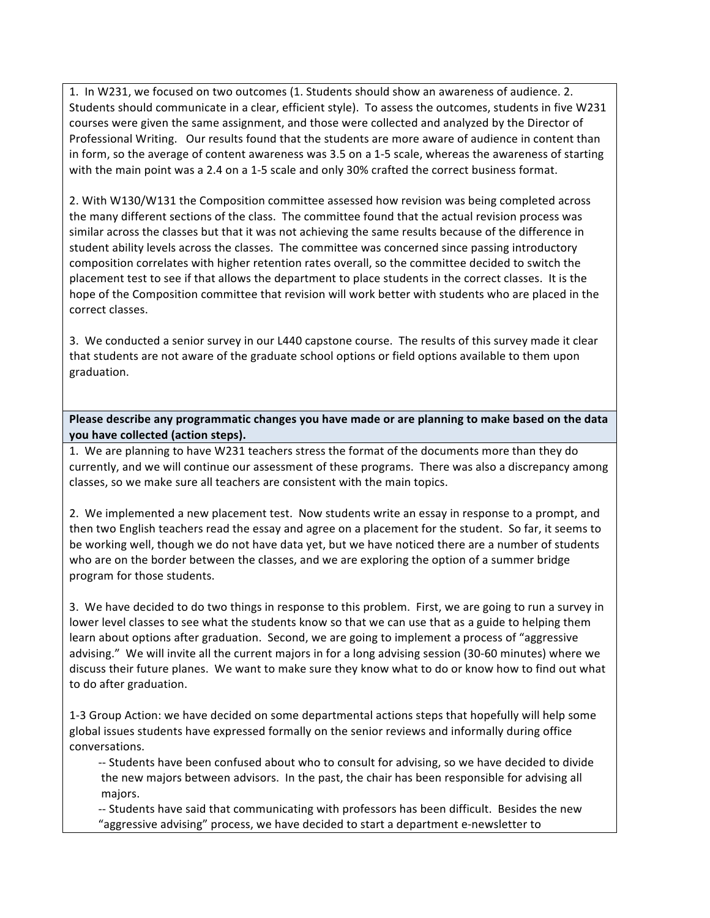1. In W231, we focused on two outcomes (1. Students should show an awareness of audience. 2. Students should communicate in a clear, efficient style). To assess the outcomes, students in five W231 courses were given the same assignment, and those were collected and analyzed by the Director of Professional Writing. Our results found that the students are more aware of audience in content than in form, so the average of content awareness was 3.5 on a 1-5 scale, whereas the awareness of starting with the main point was a 2.4 on a 1-5 scale and only 30% crafted the correct business format.

2. With W130/W131 the Composition committee assessed how revision was being completed across the many different sections of the class. The committee found that the actual revision process was similar across the classes but that it was not achieving the same results because of the difference in student ability levels across the classes. The committee was concerned since passing introductory composition correlates with higher retention rates overall, so the committee decided to switch the placement test to see if that allows the department to place students in the correct classes. It is the hope of the Composition committee that revision will work better with students who are placed in the correct classes.

3. We conducted a senior survey in our L440 capstone course. The results of this survey made it clear that students are not aware of the graduate school options or field options available to them upon graduation.

**Please describe any programmatic changes you have made or are planning to make based on the data you have collected (action steps).**

1. We are planning to have W231 teachers stress the format of the documents more than they do currently, and we will continue our assessment of these programs. There was also a discrepancy among classes, so we make sure all teachers are consistent with the main topics.

2. We implemented a new placement test. Now students write an essay in response to a prompt, and then two English teachers read the essay and agree on a placement for the student. So far, it seems to be working well, though we do not have data yet, but we have noticed there are a number of students who are on the border between the classes, and we are exploring the option of a summer bridge program for those students.

3. We have decided to do two things in response to this problem. First, we are going to run a survey in lower level classes to see what the students know so that we can use that as a guide to helping them learn about options after graduation. Second, we are going to implement a process of "aggressive advising." We will invite all the current majors in for a long advising session (30-60 minutes) where we discuss their future planes. We want to make sure they know what to do or know how to find out what to do after graduation.

1-3 Group Action: we have decided on some departmental actions steps that hopefully will help some global issues students have expressed formally on the senior reviews and informally during office conversations.

- -- Students have been confused about who to consult for advising, so we have decided to divide the new majors between advisors. In the past, the chair has been responsible for advising all majors.
- -- Students have said that communicating with professors has been difficult. Besides the new "aggressive advising" process, we have decided to start a department e-newsletter to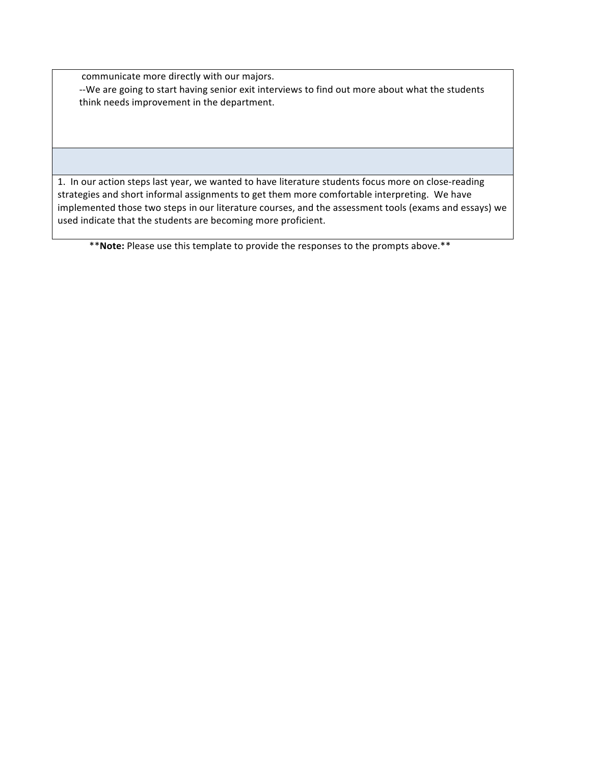communicate more directly with our majors.

--We are going to start having senior exit interviews to find out more about what the students think needs improvement in the department.

1. In our action steps last year, we wanted to have literature students focus more on close-reading strategies and short informal assignments to get them more comfortable interpreting. We have implemented those two steps in our literature courses, and the assessment tools (exams and essays) we used indicate that the students are becoming more proficient.

****Note:** Please use this template to provide the responses to the prompts above.**